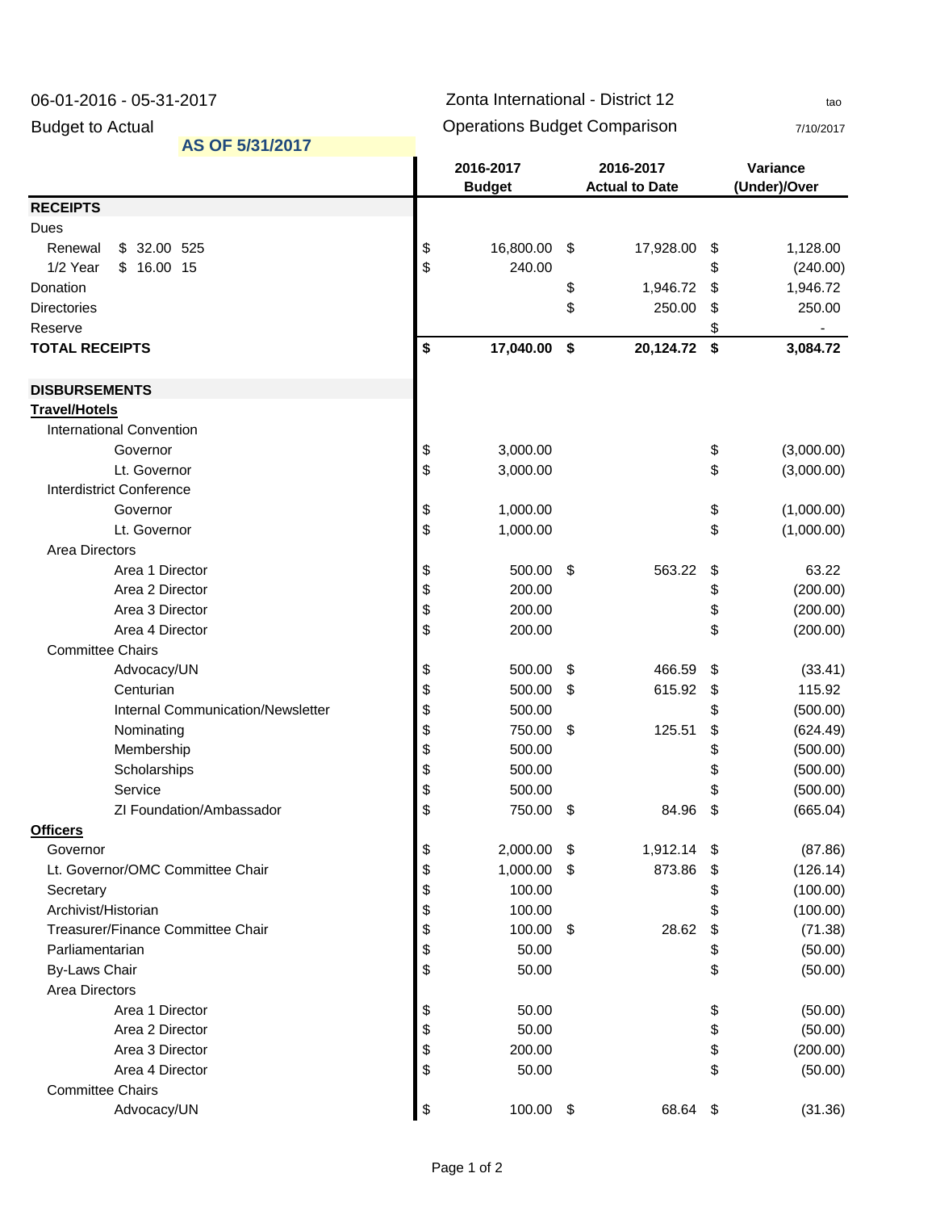06-01-2016 - 05-31-2017 Zonta International - District 12 tao

Budget to Actual Operations Budget Comparison 7/10/2017

**AS OF 5/31/2017**

| | 2016-2017 Budget | 2016-2017 Actual to Date | Variance (Under)/Over |
|---|---|---|---|
| **RECEIPTS** | | | |
| Dues | | | |
| Renewal $ 32.00 525 | $ 16,800.00 | $ 17,928.00 | $ 1,128.00 |
| 1/2 Year $ 16.00 15 | $ 240.00 | | $ (240.00) |
| Donation | | $ 1,946.72 | $ 1,946.72 |
| Directories | | $ 250.00 | $ 250.00 |
| Reserve | | | $ - |
| **TOTAL RECEIPTS** | **$ 17,040.00** | **$ 20,124.72** | **$ 3,084.72** |
| | | | |
| **DISBURSEMENTS** | | | |
| **Travel/Hotels** | | | |
| International Convention | | | |
| Governor | $ 3,000.00 | | $ (3,000.00) |
| Lt. Governor | $ 3,000.00 | | $ (3,000.00) |
| Interdistrict Conference | | | |
| Governor | $ 1,000.00 | | $ (1,000.00) |
| Lt. Governor | $ 1,000.00 | | $ (1,000.00) |
| Area Directors | | | |
| Area 1 Director | $ 500.00 | $ 563.22 | $ 63.22 |
| Area 2 Director | $ 200.00 | | $ (200.00) |
| Area 3 Director | $ 200.00 | | $ (200.00) |
| Area 4 Director | $ 200.00 | | $ (200.00) |
| Committee Chairs | | | |
| Advocacy/UN | $ 500.00 | $ 466.59 | $ (33.41) |
| Centurian | $ 500.00 | $ 615.92 | $ 115.92 |
| Internal Communication/Newsletter | $ 500.00 | | $ (500.00) |
| Nominating | $ 750.00 | $ 125.51 | $ (624.49) |
| Membership | $ 500.00 | | $ (500.00) |
| Scholarships | $ 500.00 | | $ (500.00) |
| Service | $ 500.00 | | $ (500.00) |
| ZI Foundation/Ambassador | $ 750.00 | $ 84.96 | $ (665.04) |
| **Officers** | | | |
| Governor | $ 2,000.00 | $ 1,912.14 | $ (87.86) |
| Lt. Governor/OMC Committee Chair | $ 1,000.00 | $ 873.86 | $ (126.14) |
| Secretary | $ 100.00 | | $ (100.00) |
| Archivist/Historian | $ 100.00 | | $ (100.00) |
| Treasurer/Finance Committee Chair | $ 100.00 | $ 28.62 | $ (71.38) |
| Parliamentarian | $ 50.00 | | $ (50.00) |
| By-Laws Chair | $ 50.00 | | $ (50.00) |
| Area Directors | | | |
| Area 1 Director | $ 50.00 | | $ (50.00) |
| Area 2 Director | $ 50.00 | | $ (50.00) |
| Area 3 Director | $ 200.00 | | $ (200.00) |
| Area 4 Director | $ 50.00 | | $ (50.00) |
| Committee Chairs | | | |
| Advocacy/UN | $ 100.00 | $ 68.64 | $ (31.36) |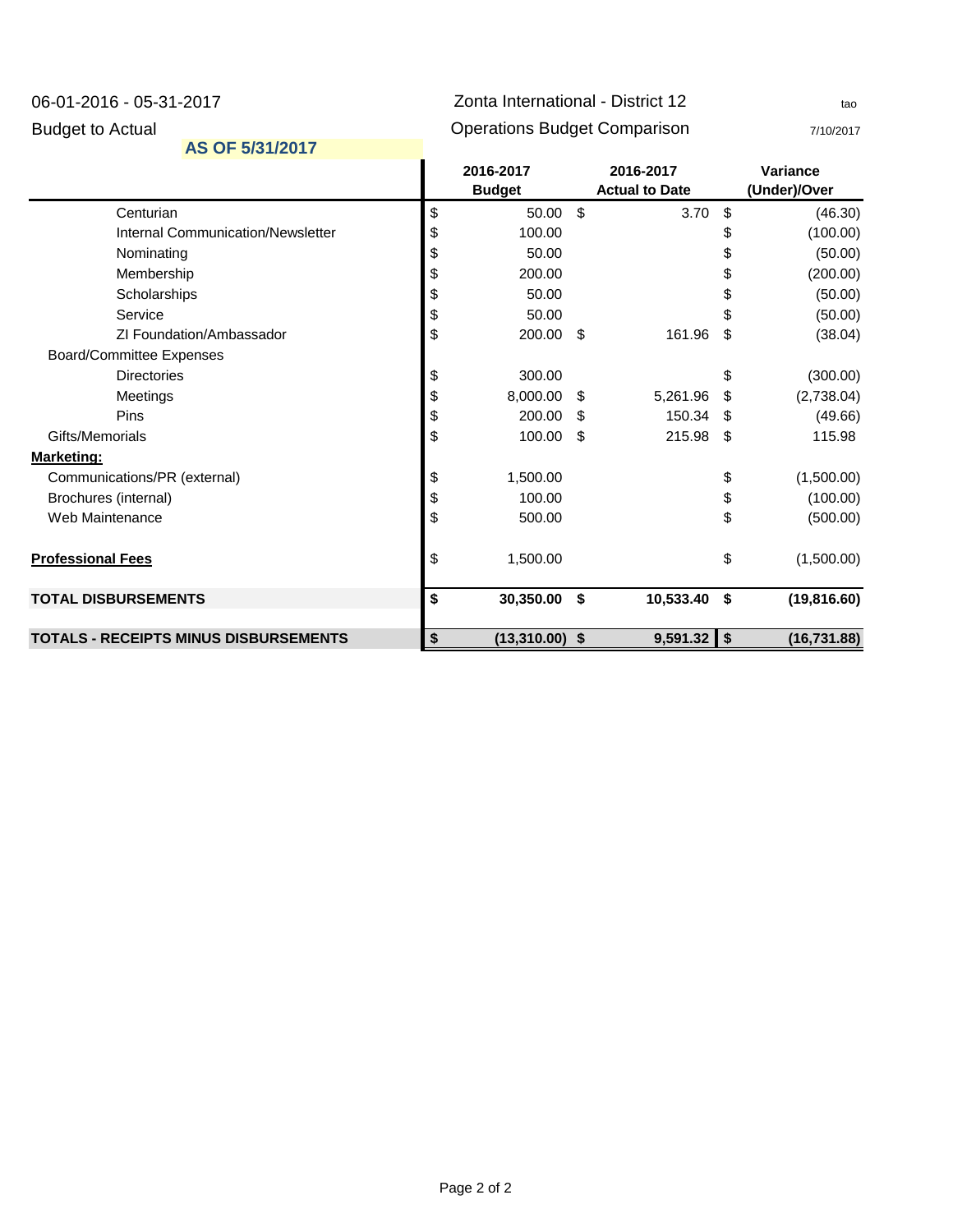06-01-2016 - 05-31-2017 | Zonta International - District 12 | tao

Budget to Actual | Operations Budget Comparison | 7/10/2017

**AS OF 5/31/2017**

| | 2016-2017 Budget | 2016-2017 Actual to Date | Variance (Under)/Over |
|---|---|---|---|
| Centurian | $ 50.00 | $ 3.70 | $ (46.30) |
| Internal Communication/Newsletter | $ 100.00 | | $ (100.00) |
| Nominating | $ 50.00 | | $ (50.00) |
| Membership | $ 200.00 | | $ (200.00) |
| Scholarships | $ 50.00 | | $ (50.00) |
| Service | $ 50.00 | | $ (50.00) |
| ZI Foundation/Ambassador | $ 200.00 | $ 161.96 | $ (38.04) |
| Board/Committee Expenses | | | |
| Directories | $ 300.00 | | $ (300.00) |
| Meetings | $ 8,000.00 | $ 5,261.96 | $ (2,738.04) |
| Pins | $ 200.00 | $ 150.34 | $ (49.66) |
| Gifts/Memorials | $ 100.00 | $ 215.98 | $ 115.98 |
| **Marketing:** | | | |
| Communications/PR (external) | $ 1,500.00 | | $ (1,500.00) |
| Brochures (internal) | $ 100.00 | | $ (100.00) |
| Web Maintenance | $ 500.00 | | $ (500.00) |
| **Professional Fees** | $ 1,500.00 | | $ (1,500.00) |
| **TOTAL DISBURSEMENTS** | **$ 30,350.00** | **$ 10,533.40** | **$ (19,816.60)** |
| **TOTALS - RECEIPTS MINUS DISBURSEMENTS** | **$ (13,310.00)** | **$ 9,591.32** | **$ (16,731.88)** |